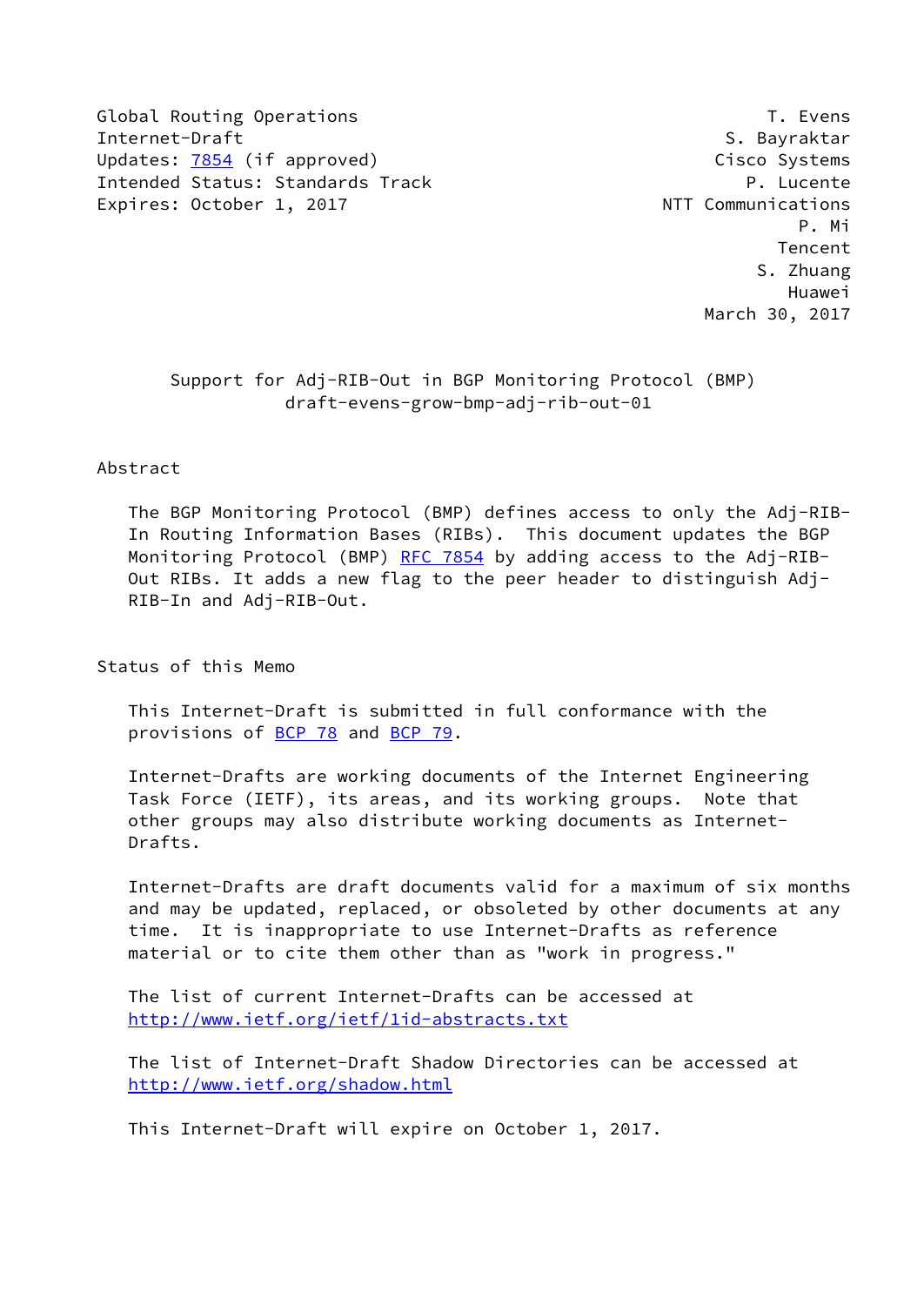Global Routing Operations
Internet-Draft
Updates: 7854 (if approved)
Intended Status: Standards Track
Expires: October 1, 2017

T. Evens
S. Bayraktar
Cisco Systems
P. Lucente
NTT Communications
P. Mi
Tencent
S. Zhuang
Huawei
March 30, 2017

# Support for Adj-RIB-Out in BGP Monitoring Protocol (BMP)

draft-evens-grow-bmp-adj-rib-out-01

## Abstract

The BGP Monitoring Protocol (BMP) defines access to only the Adj-RIB-In Routing Information Bases (RIBs). This document updates the BGP Monitoring Protocol (BMP) RFC 7854 by adding access to the Adj-RIB-Out RIBs. It adds a new flag to the peer header to distinguish Adj-RIB-In and Adj-RIB-Out.

## Status of this Memo

This Internet-Draft is submitted in full conformance with the provisions of BCP 78 and BCP 79.

Internet-Drafts are working documents of the Internet Engineering Task Force (IETF), its areas, and its working groups. Note that other groups may also distribute working documents as Internet-Drafts.

Internet-Drafts are draft documents valid for a maximum of six months and may be updated, replaced, or obsoleted by other documents at any time. It is inappropriate to use Internet-Drafts as reference material or to cite them other than as "work in progress."

The list of current Internet-Drafts can be accessed at http://www.ietf.org/ietf/1id-abstracts.txt

The list of Internet-Draft Shadow Directories can be accessed at http://www.ietf.org/shadow.html

This Internet-Draft will expire on October 1, 2017.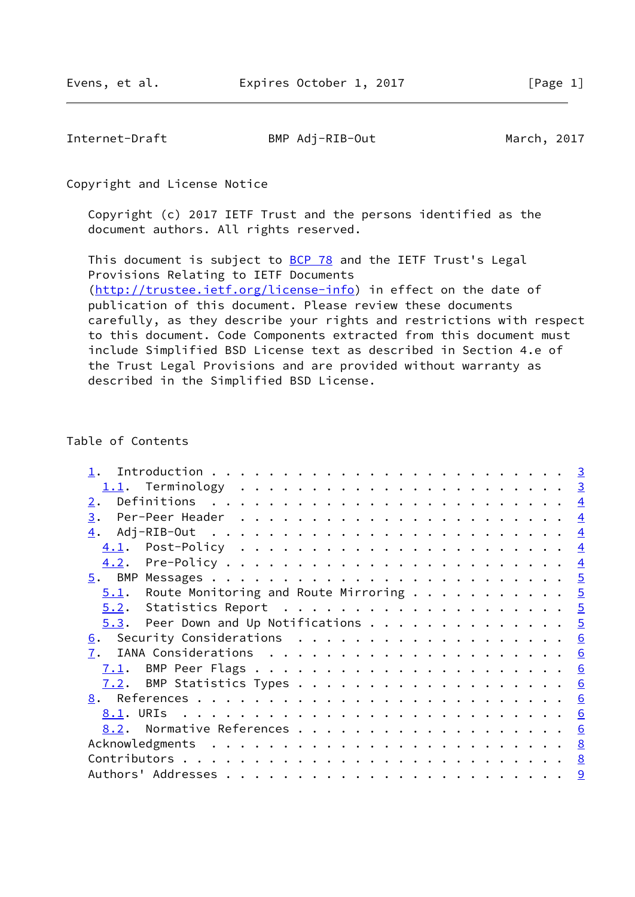Copyright and License Notice

Copyright (c) 2017 IETF Trust and the persons identified as the document authors. All rights reserved.

This document is subject to BCP 78 and the IETF Trust's Legal Provisions Relating to IETF Documents (http://trustee.ietf.org/license-info) in effect on the date of publication of this document. Please review these documents carefully, as they describe your rights and restrictions with respect to this document. Code Components extracted from this document must include Simplified BSD License text as described in Section 4.e of the Trust Legal Provisions and are provided without warranty as described in the Simplified BSD License.

Table of Contents

```
   1.  Introduction . . . . . . . . . . . . . . . . . . . . . . . .   3
     1.1.  Terminology  . . . . . . . . . . . . . . . . . . . . . .   3
   2.  Definitions  . . . . . . . . . . . . . . . . . . . . . . . .   4
   3.  Per-Peer Header  . . . . . . . . . . . . . . . . . . . . . .   4
   4.  Adj-RIB-Out  . . . . . . . . . . . . . . . . . . . . . . . .   4
     4.1.  Post-Policy  . . . . . . . . . . . . . . . . . . . . . .   4
     4.2.  Pre-Policy . . . . . . . . . . . . . . . . . . . . . . .   4
   5.  BMP Messages . . . . . . . . . . . . . . . . . . . . . . . .   5
     5.1.  Route Monitoring and Route Mirroring . . . . . . . . . .   5
     5.2.  Statistics Report  . . . . . . . . . . . . . . . . . . .   5
     5.3.  Peer Down and Up Notifications . . . . . . . . . . . . .   5
   6.  Security Considerations  . . . . . . . . . . . . . . . . . .   6
   7.  IANA Considerations  . . . . . . . . . . . . . . . . . . . .   6
     7.1.  BMP Peer Flags . . . . . . . . . . . . . . . . . . . . .   6
     7.2.  BMP Statistics Types . . . . . . . . . . . . . . . . . .   6
   8.  References . . . . . . . . . . . . . . . . . . . . . . . . .   6
     8.1. URIs  . . . . . . . . . . . . . . . . . . . . . . . . . .   6
     8.2.  Normative References . . . . . . . . . . . . . . . . . .   6
   Acknowledgments  . . . . . . . . . . . . . . . . . . . . . . . .   8
   Contributors . . . . . . . . . . . . . . . . . . . . . . . . . .   8
   Authors' Addresses . . . . . . . . . . . . . . . . . . . . . . .   9
```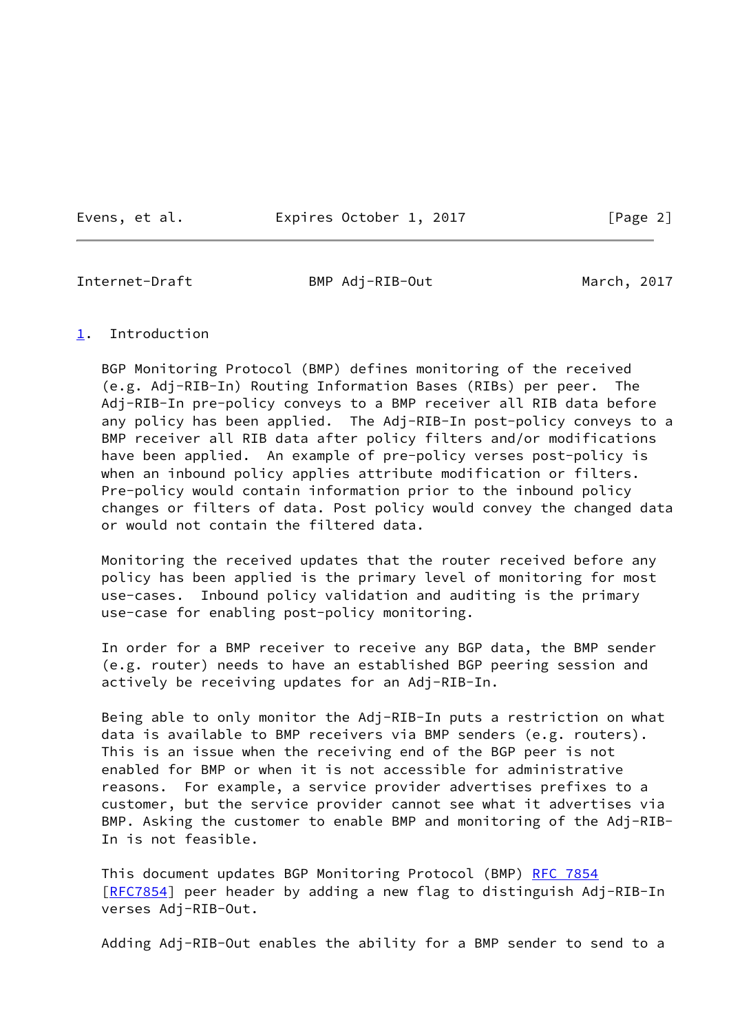## 1. Introduction

BGP Monitoring Protocol (BMP) defines monitoring of the received (e.g. Adj-RIB-In) Routing Information Bases (RIBs) per peer. The Adj-RIB-In pre-policy conveys to a BMP receiver all RIB data before any policy has been applied. The Adj-RIB-In post-policy conveys to a BMP receiver all RIB data after policy filters and/or modifications have been applied. An example of pre-policy verses post-policy is when an inbound policy applies attribute modification or filters. Pre-policy would contain information prior to the inbound policy changes or filters of data. Post policy would convey the changed data or would not contain the filtered data.

Monitoring the received updates that the router received before any policy has been applied is the primary level of monitoring for most use-cases. Inbound policy validation and auditing is the primary use-case for enabling post-policy monitoring.

In order for a BMP receiver to receive any BGP data, the BMP sender (e.g. router) needs to have an established BGP peering session and actively be receiving updates for an Adj-RIB-In.

Being able to only monitor the Adj-RIB-In puts a restriction on what data is available to BMP receivers via BMP senders (e.g. routers). This is an issue when the receiving end of the BGP peer is not enabled for BMP or when it is not accessible for administrative reasons. For example, a service provider advertises prefixes to a customer, but the service provider cannot see what it advertises via BMP. Asking the customer to enable BMP and monitoring of the Adj-RIB-In is not feasible.

This document updates BGP Monitoring Protocol (BMP) RFC 7854 [RFC7854] peer header by adding a new flag to distinguish Adj-RIB-In verses Adj-RIB-Out.

Adding Adj-RIB-Out enables the ability for a BMP sender to send to a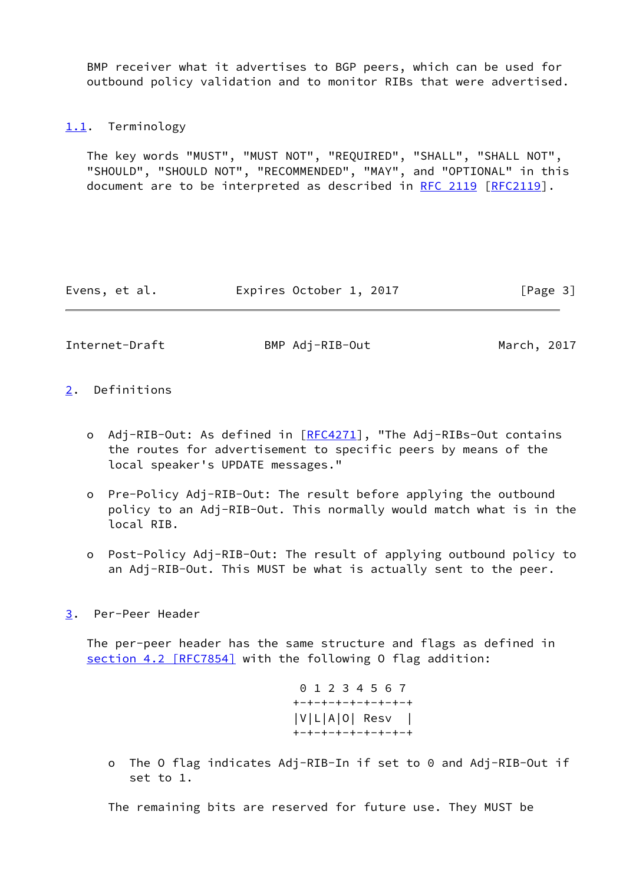BMP receiver what it advertises to BGP peers, which can be used for outbound policy validation and to monitor RIBs that were advertised.

### 1.1. Terminology

The key words "MUST", "MUST NOT", "REQUIRED", "SHALL", "SHALL NOT", "SHOULD", "SHOULD NOT", "RECOMMENDED", "MAY", and "OPTIONAL" in this document are to be interpreted as described in RFC 2119 [RFC2119].

## 2. Definitions

- Adj-RIB-Out: As defined in [RFC4271], "The Adj-RIBs-Out contains the routes for advertisement to specific peers by means of the local speaker's UPDATE messages."

- Pre-Policy Adj-RIB-Out: The result before applying the outbound policy to an Adj-RIB-Out. This normally would match what is in the local RIB.

- Post-Policy Adj-RIB-Out: The result of applying outbound policy to an Adj-RIB-Out. This MUST be what is actually sent to the peer.

## 3. Per-Peer Header

The per-peer header has the same structure and flags as defined in section 4.2 [RFC7854] with the following O flag addition:

```
 0 1 2 3 4 5 6 7
+-+-+-+-+-+-+-+-+
|V|L|A|O| Resv  |
+-+-+-+-+-+-+-+-+
```

- The O flag indicates Adj-RIB-In if set to 0 and Adj-RIB-Out if set to 1.

The remaining bits are reserved for future use. They MUST be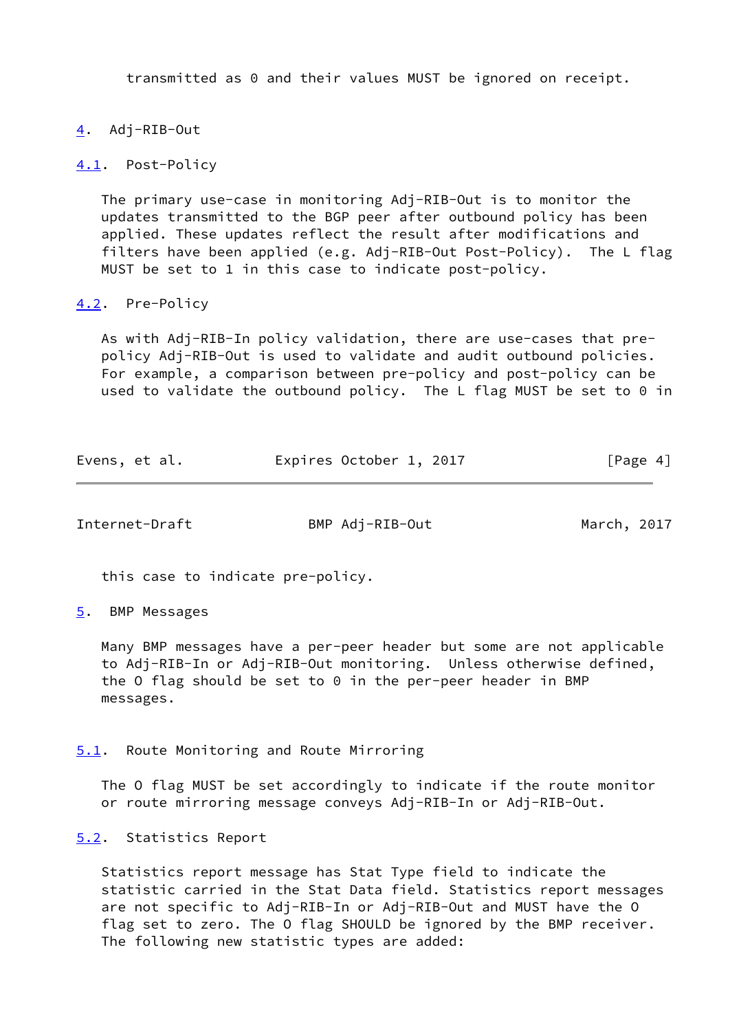transmitted as 0 and their values MUST be ignored on receipt.

# 4. Adj-RIB-Out

## 4.1. Post-Policy

The primary use-case in monitoring Adj-RIB-Out is to monitor the updates transmitted to the BGP peer after outbound policy has been applied. These updates reflect the result after modifications and filters have been applied (e.g. Adj-RIB-Out Post-Policy). The L flag MUST be set to 1 in this case to indicate post-policy.

## 4.2. Pre-Policy

As with Adj-RIB-In policy validation, there are use-cases that pre-policy Adj-RIB-Out is used to validate and audit outbound policies. For example, a comparison between pre-policy and post-policy can be used to validate the outbound policy. The L flag MUST be set to 0 in this case to indicate pre-policy.

# 5. BMP Messages

Many BMP messages have a per-peer header but some are not applicable to Adj-RIB-In or Adj-RIB-Out monitoring. Unless otherwise defined, the O flag should be set to 0 in the per-peer header in BMP messages.

## 5.1. Route Monitoring and Route Mirroring

The O flag MUST be set accordingly to indicate if the route monitor or route mirroring message conveys Adj-RIB-In or Adj-RIB-Out.

## 5.2. Statistics Report

Statistics report message has Stat Type field to indicate the statistic carried in the Stat Data field. Statistics report messages are not specific to Adj-RIB-In or Adj-RIB-Out and MUST have the O flag set to zero. The O flag SHOULD be ignored by the BMP receiver. The following new statistic types are added: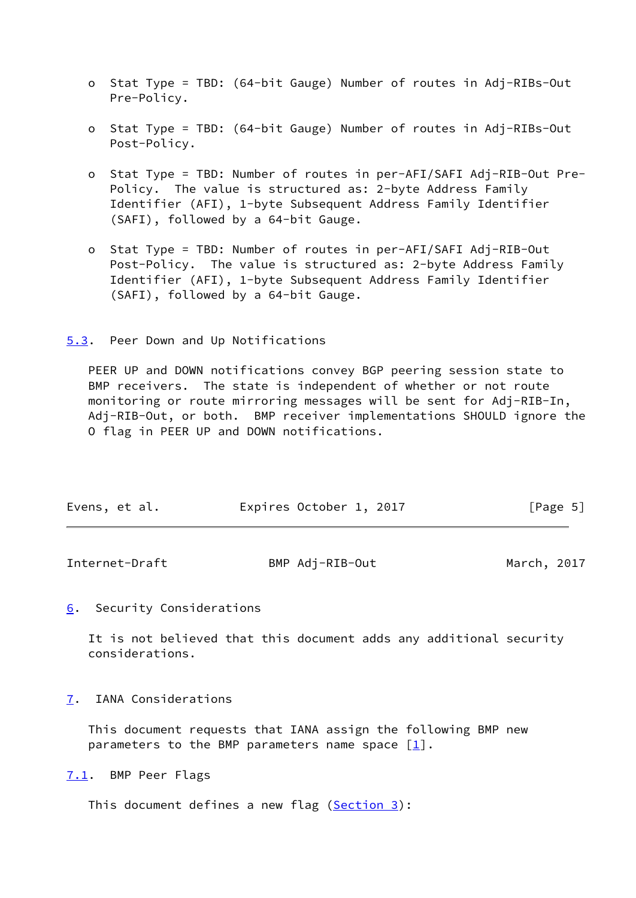- Stat Type = TBD: (64-bit Gauge) Number of routes in Adj-RIBs-Out Pre-Policy.

- Stat Type = TBD: (64-bit Gauge) Number of routes in Adj-RIBs-Out Post-Policy.

- Stat Type = TBD: Number of routes in per-AFI/SAFI Adj-RIB-Out Pre-Policy. The value is structured as: 2-byte Address Family Identifier (AFI), 1-byte Subsequent Address Family Identifier (SAFI), followed by a 64-bit Gauge.

- Stat Type = TBD: Number of routes in per-AFI/SAFI Adj-RIB-Out Post-Policy. The value is structured as: 2-byte Address Family Identifier (AFI), 1-byte Subsequent Address Family Identifier (SAFI), followed by a 64-bit Gauge.

### 5.3. Peer Down and Up Notifications

PEER UP and DOWN notifications convey BGP peering session state to BMP receivers. The state is independent of whether or not route monitoring or route mirroring messages will be sent for Adj-RIB-In, Adj-RIB-Out, or both. BMP receiver implementations SHOULD ignore the O flag in PEER UP and DOWN notifications.

## 6. Security Considerations

It is not believed that this document adds any additional security considerations.

## 7. IANA Considerations

This document requests that IANA assign the following BMP new parameters to the BMP parameters name space [1].

### 7.1. BMP Peer Flags

This document defines a new flag (Section 3):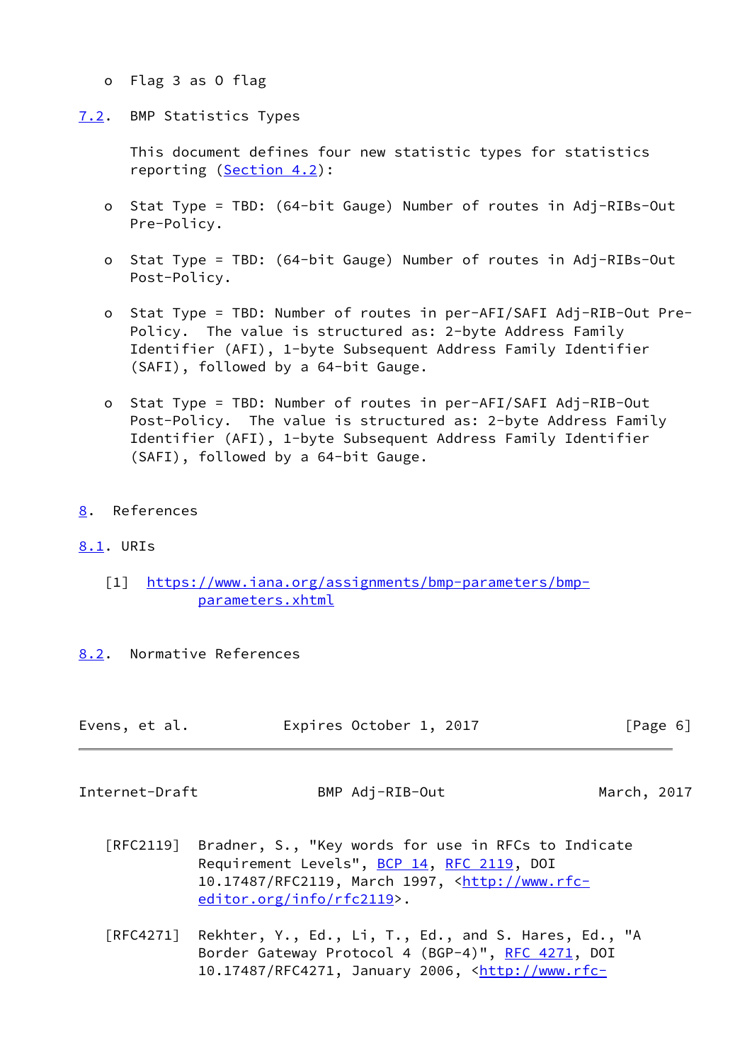- Flag 3 as O flag

### 7.2. BMP Statistics Types

This document defines four new statistic types for statistics reporting (Section 4.2):

- Stat Type = TBD: (64-bit Gauge) Number of routes in Adj-RIBs-Out Pre-Policy.

- Stat Type = TBD: (64-bit Gauge) Number of routes in Adj-RIBs-Out Post-Policy.

- Stat Type = TBD: Number of routes in per-AFI/SAFI Adj-RIB-Out Pre-Policy. The value is structured as: 2-byte Address Family Identifier (AFI), 1-byte Subsequent Address Family Identifier (SAFI), followed by a 64-bit Gauge.

- Stat Type = TBD: Number of routes in per-AFI/SAFI Adj-RIB-Out Post-Policy. The value is structured as: 2-byte Address Family Identifier (AFI), 1-byte Subsequent Address Family Identifier (SAFI), followed by a 64-bit Gauge.

## 8. References

### 8.1. URIs

[1] https://www.iana.org/assignments/bmp-parameters/bmp-parameters.xhtml

### 8.2. Normative References

[RFC2119] Bradner, S., "Key words for use in RFCs to Indicate Requirement Levels", BCP 14, RFC 2119, DOI 10.17487/RFC2119, March 1997, <http://www.rfc-editor.org/info/rfc2119>.

[RFC4271] Rekhter, Y., Ed., Li, T., Ed., and S. Hares, Ed., "A Border Gateway Protocol 4 (BGP-4)", RFC 4271, DOI 10.17487/RFC4271, January 2006, <http://www.rfc-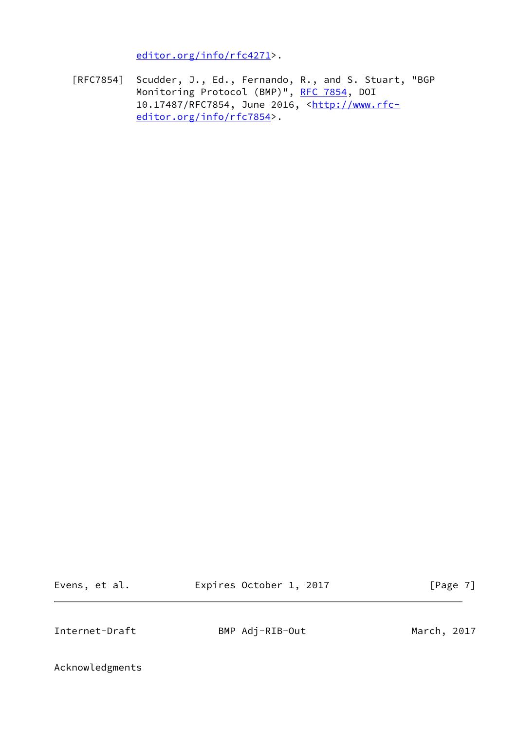editor.org/info/rfc4271>.

[RFC7854] Scudder, J., Ed., Fernando, R., and S. Stuart, "BGP Monitoring Protocol (BMP)", RFC 7854, DOI 10.17487/RFC7854, June 2016, <http://www.rfc-editor.org/info/rfc7854>.

## Acknowledgments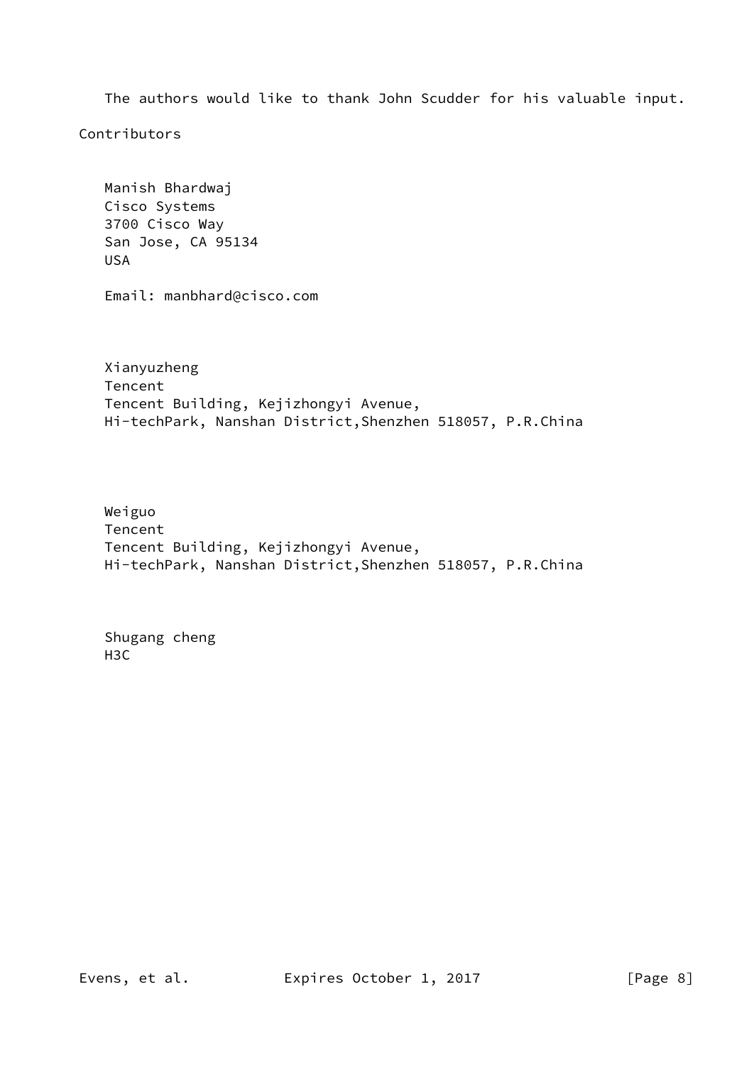The authors would like to thank John Scudder for his valuable input.

## Contributors

Manish Bhardwaj
Cisco Systems
3700 Cisco Way
San Jose, CA 95134
USA

Email: manbhard@cisco.com

Xianyuzheng
Tencent
Tencent Building, Kejizhongyi Avenue,
Hi-techPark, Nanshan District,Shenzhen 518057, P.R.China

Weiguo
Tencent
Tencent Building, Kejizhongyi Avenue,
Hi-techPark, Nanshan District,Shenzhen 518057, P.R.China

Shugang cheng
H3C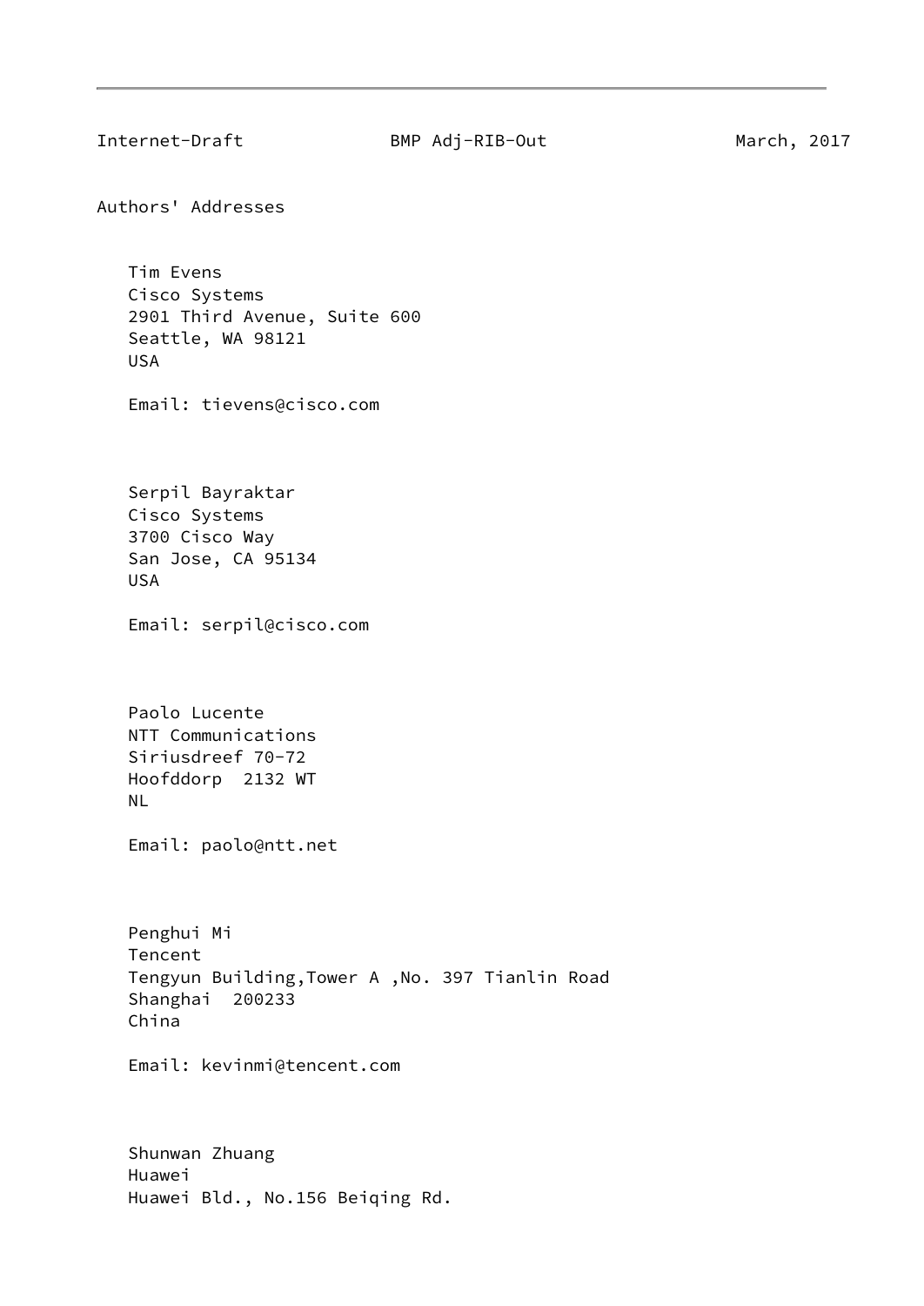## Authors' Addresses

Tim Evens
Cisco Systems
2901 Third Avenue, Suite 600
Seattle, WA 98121
USA

Email: tievens@cisco.com

Serpil Bayraktar
Cisco Systems
3700 Cisco Way
San Jose, CA 95134
USA

Email: serpil@cisco.com

Paolo Lucente
NTT Communications
Siriusdreef 70-72
Hoofddorp  2132 WT
NL

Email: paolo@ntt.net

Penghui Mi
Tencent
Tengyun Building,Tower A ,No. 397 Tianlin Road
Shanghai  200233
China

Email: kevinmi@tencent.com

Shunwan Zhuang
Huawei
Huawei Bld., No.156 Beiqing Rd.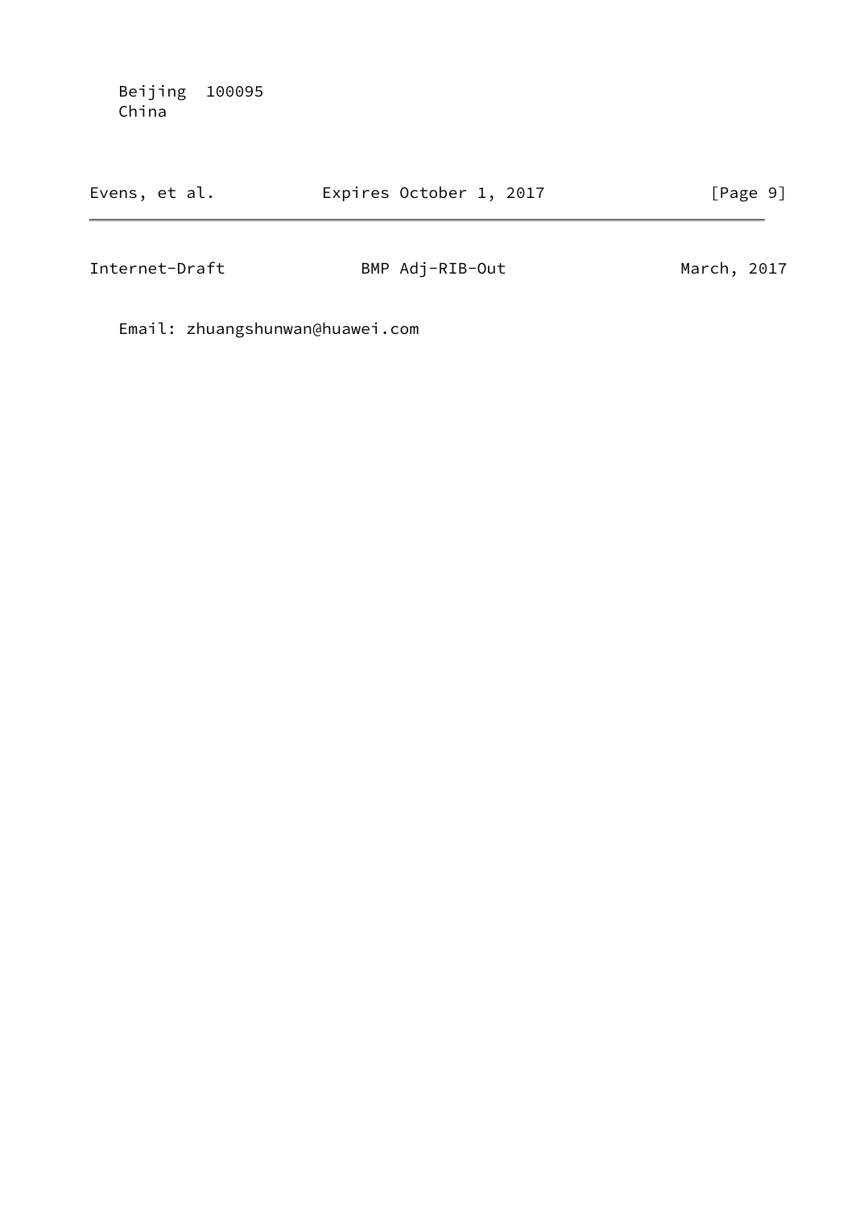Beijing  100095
China

Email: zhuangshunwan@huawei.com